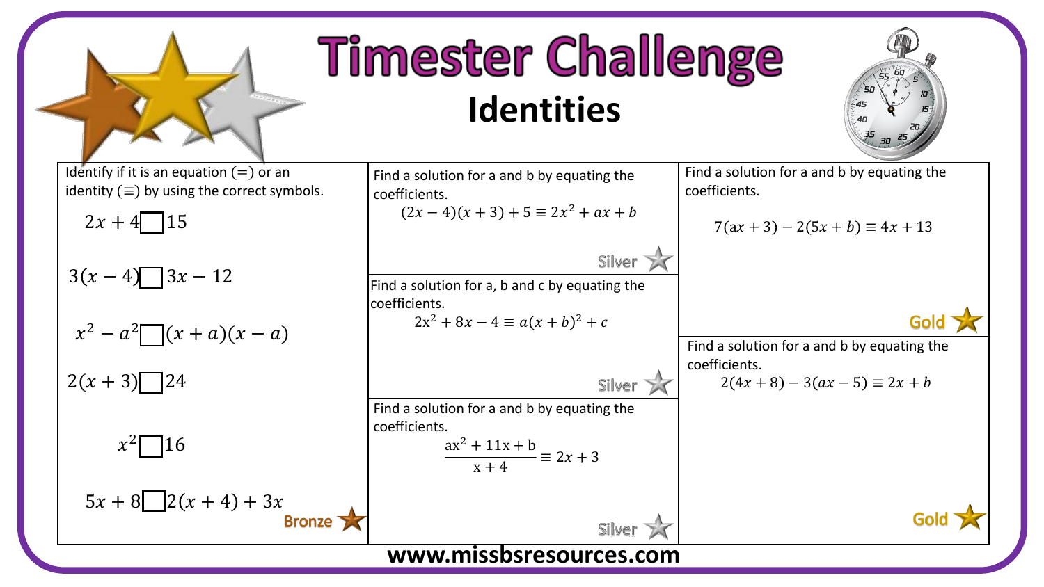# Timester Challenge

## Identities

Identify if it is an equation (=) or an identity (≡) by using the correct symbols.

$2x + 4 \square 15$

$3(x - 4) \square 3x - 12$

$x^2 - a^2 \square (x + a)(x - a)$

$2(x + 3) \square 24$

$x^2 \square 16$

$5x + 8 \square 2(x + 4) + 3x$

Bronze

---

Find a solution for a and b by equating the coefficients.

$$(2x - 4)(x + 3) + 5 \equiv 2x^2 + ax + b$$

Silver

---

Find a solution for a, b and c by equating the coefficients.

$$2x^2 + 8x - 4 \equiv a(x + b)^2 + c$$

Silver

---

Find a solution for a and b by equating the coefficients.

$$\frac{ax^2 + 11x + b}{x + 4} \equiv 2x + 3$$

Silver

---

Find a solution for a and b by equating the coefficients.

$$7(ax + 3) - 2(5x + b) \equiv 4x + 13$$

Gold

---

Find a solution for a and b by equating the coefficients.

$$2(4x + 8) - 3(ax - 5) \equiv 2x + b$$

Gold

---

**www.missbsresources.com**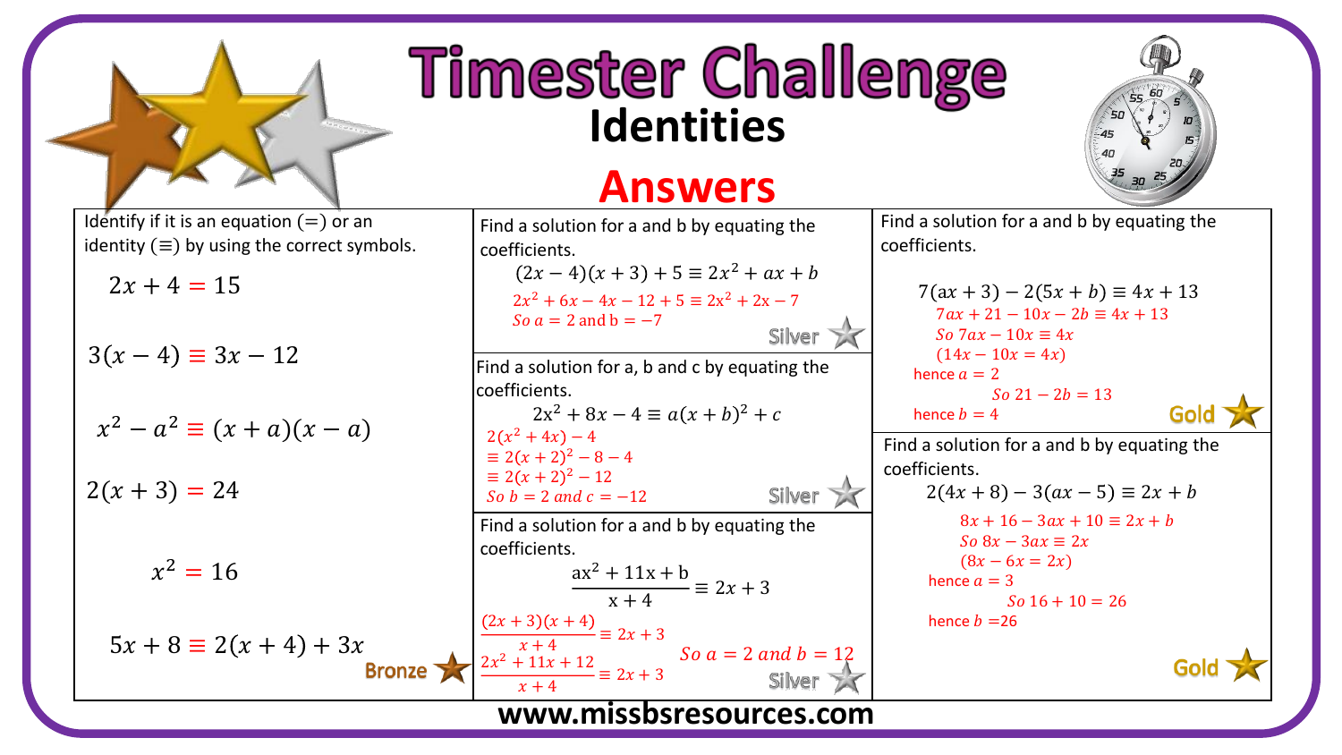# Timester Challenge
## Identities
## Answers

Identify if it is an equation ($=$) or an identity ($\equiv$) by using the correct symbols.

$2x + 4 = 15$

$3(x - 4) \equiv 3x - 12$

$x^2 - a^2 \equiv (x + a)(x - a)$

$2(x + 3) = 24$

$x^2 = 16$

$5x + 8 \equiv 2(x + 4) + 3x$

Bronze

---

Find a solution for a and b by equating the coefficients.

$$(2x - 4)(x + 3) + 5 \equiv 2x^2 + ax + b$$

$2x^2 + 6x - 4x - 12 + 5 \equiv 2x^2 + 2x - 7$

So $a = 2$ and $b = -7$

Silver

---

Find a solution for a, b and c by equating the coefficients.

$$2x^2 + 8x - 4 \equiv a(x + b)^2 + c$$

$2(x^2 + 4x) - 4$

$\equiv 2(x + 2)^2 - 8 - 4$

$\equiv 2(x + 2)^2 - 12$

So $b = 2$ and $c = -12$

Silver

---

Find a solution for a and b by equating the coefficients.

$$\frac{ax^2 + 11x + b}{x + 4} \equiv 2x + 3$$

$\frac{(2x + 3)(x + 4)}{x + 4} \equiv 2x + 3$

$\frac{2x^2 + 11x + 12}{x + 4} \equiv 2x + 3$

So $a = 2$ and $b = 12$

Silver

---

Find a solution for a and b by equating the coefficients.

$$7(ax + 3) - 2(5x + b) \equiv 4x + 13$$

$7ax + 21 - 10x - 2b \equiv 4x + 13$

So $7ax - 10x \equiv 4x$

$(14x - 10x = 4x)$

hence $a = 2$

So $21 - 2b = 13$

hence $b = 4$

Gold

---

Find a solution for a and b by equating the coefficients.

$$2(4x + 8) - 3(ax - 5) \equiv 2x + b$$

$8x + 16 - 3ax + 10 \equiv 2x + b$

So $8x - 3ax \equiv 2x$

$(8x - 6x = 2x)$

hence $a = 3$

So $16 + 10 = 26$

hence $b = 26$

Gold

www.missbsresources.com